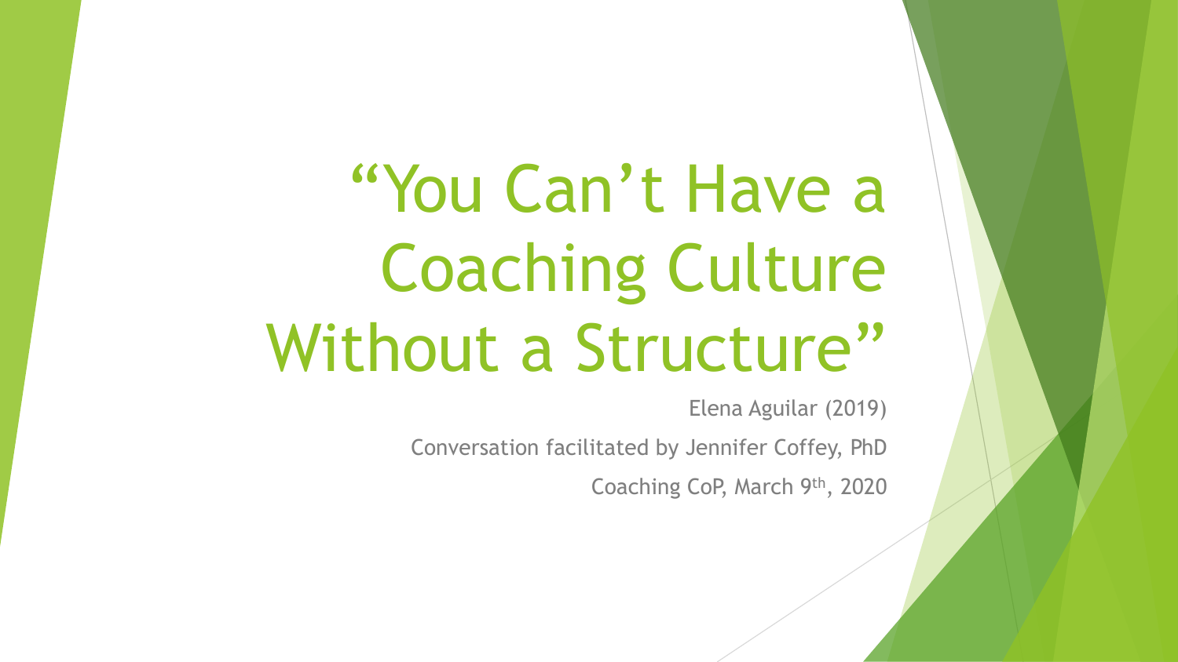# "You Can't Have a Coaching Culture Without a Structure"

Elena Aguilar (2019)

Conversation facilitated by Jennifer Coffey, PhD

Coaching CoP, March 9th, 2020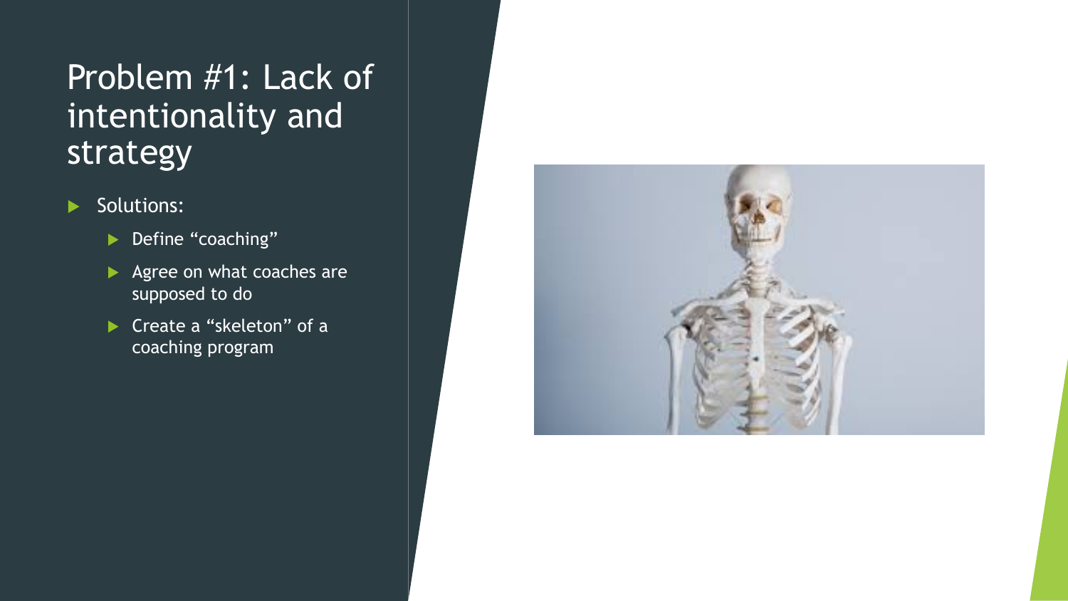# Problem #1: Lack of intentionality and strategy

- Solutions:
  - Define "coaching"
  - Agree on what coaches are supposed to do
  - Create a "skeleton" of a coaching program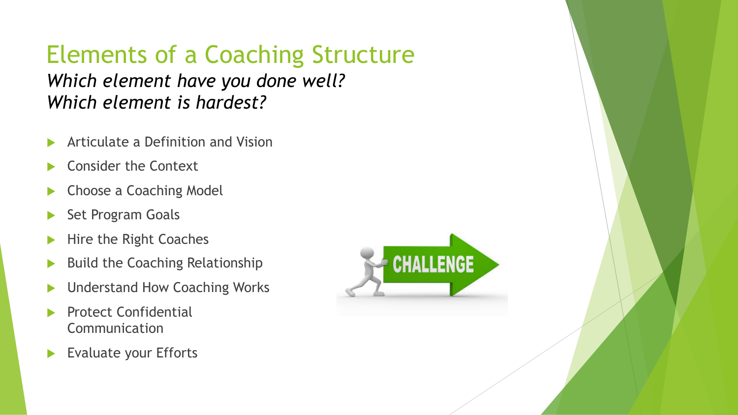# Elements of a Coaching Structure

*Which element have you done well?*
*Which element is hardest?*

- Articulate a Definition and Vision
- Consider the Context
- Choose a Coaching Model
- Set Program Goals
- Hire the Right Coaches
- Build the Coaching Relationship
- Understand How Coaching Works
- Protect Confidential Communication
- Evaluate your Efforts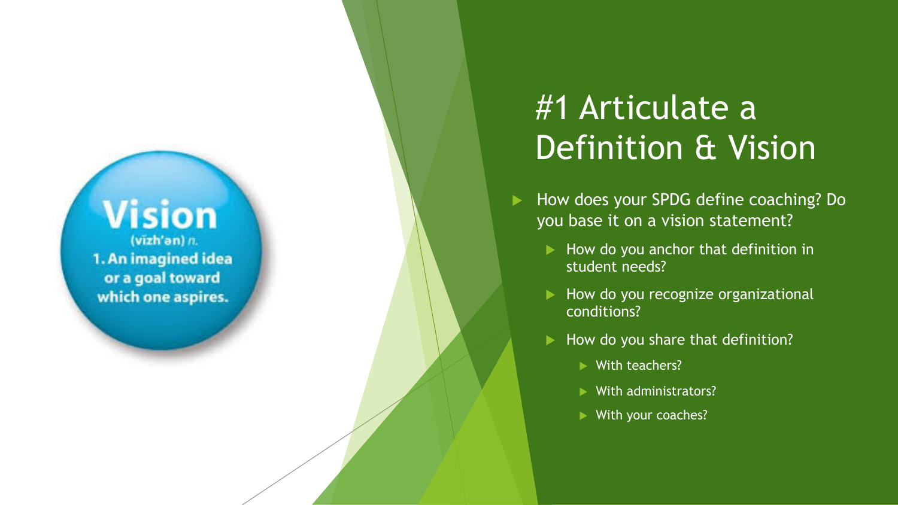Vision

(vizh'ən) *n.*

1. An imagined idea or a goal toward which one aspires.

# #1 Articulate a Definition & Vision

- How does your SPDG define coaching? Do you base it on a vision statement?
  - How do you anchor that definition in student needs?
  - How do you recognize organizational conditions?
  - How do you share that definition?
    - With teachers?
    - With administrators?
    - With your coaches?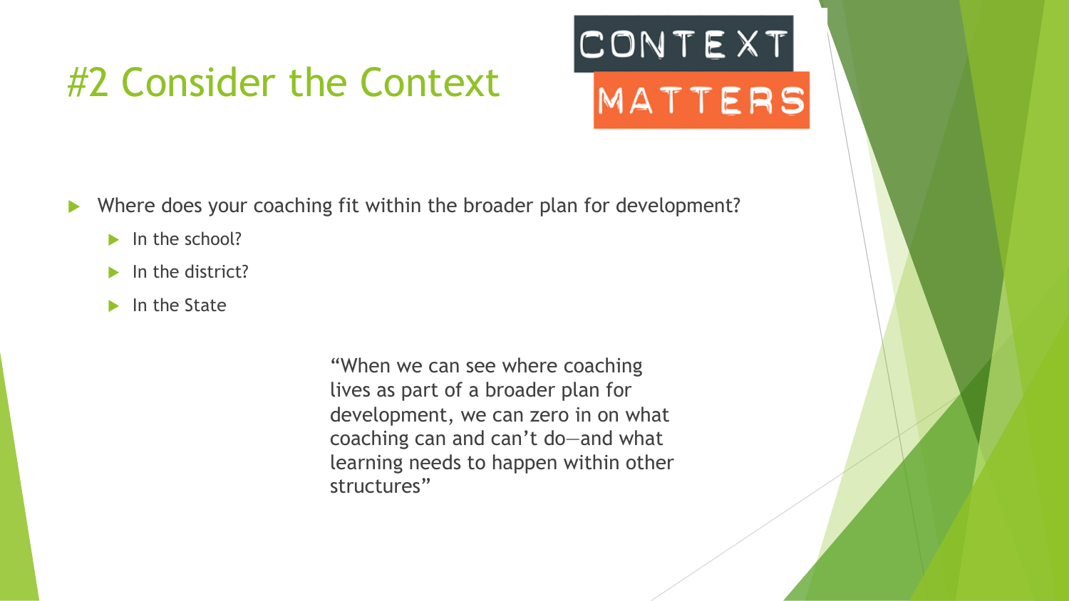# #2 Consider the Context

CONTEXT MATTERS

- Where does your coaching fit within the broader plan for development?
  - In the school?
  - In the district?
  - In the State

"When we can see where coaching lives as part of a broader plan for development, we can zero in on what coaching can and can't do—and what learning needs to happen within other structures"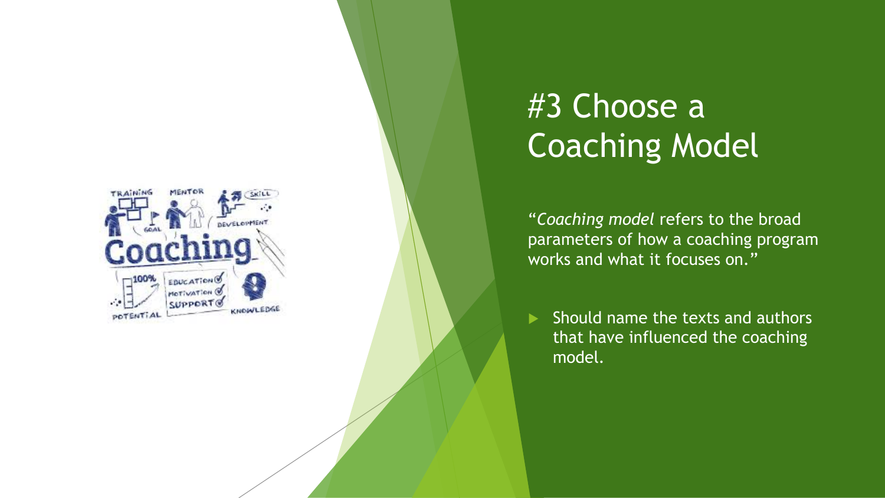# #3 Choose a Coaching Model

"*Coaching model* refers to the broad parameters of how a coaching program works and what it focuses on."

- Should name the texts and authors that have influenced the coaching model.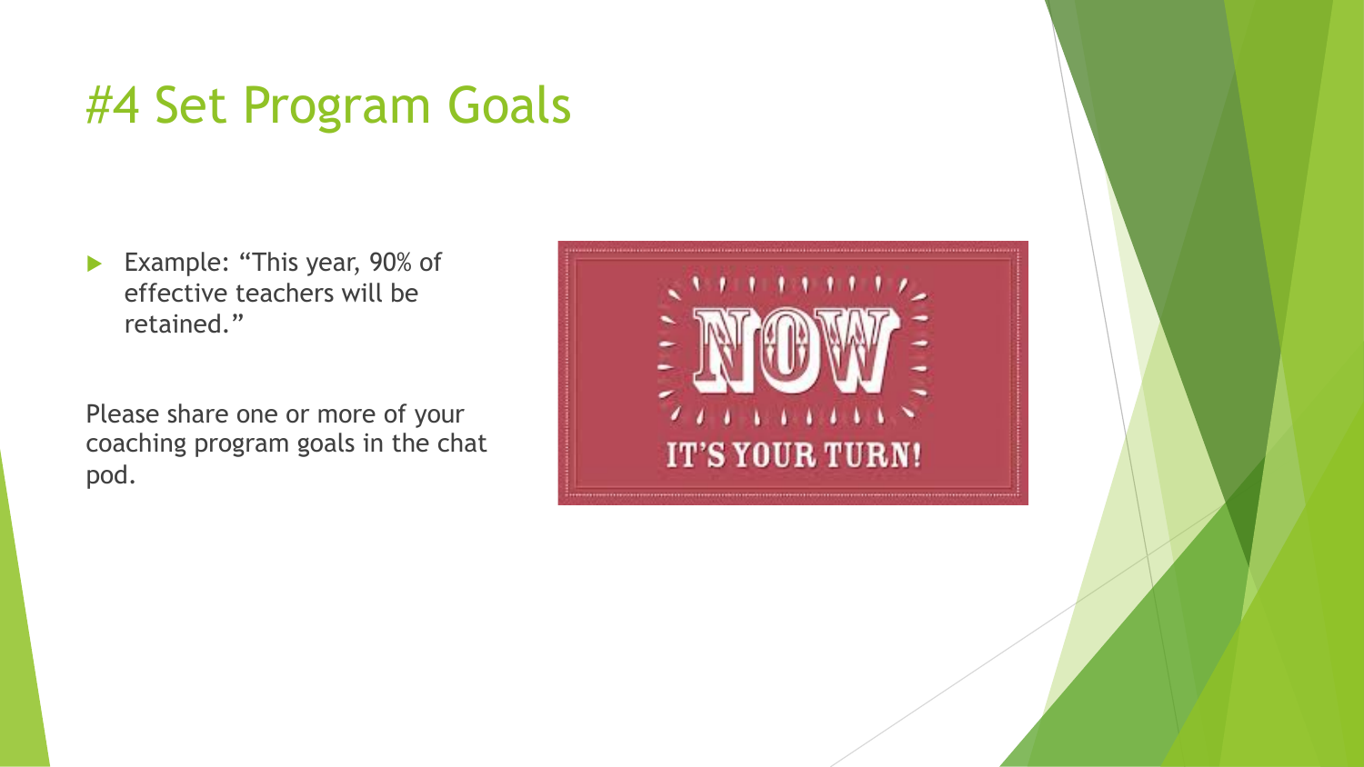# #4 Set Program Goals

- Example: "This year, 90% of effective teachers will be retained."

Please share one or more of your coaching program goals in the chat pod.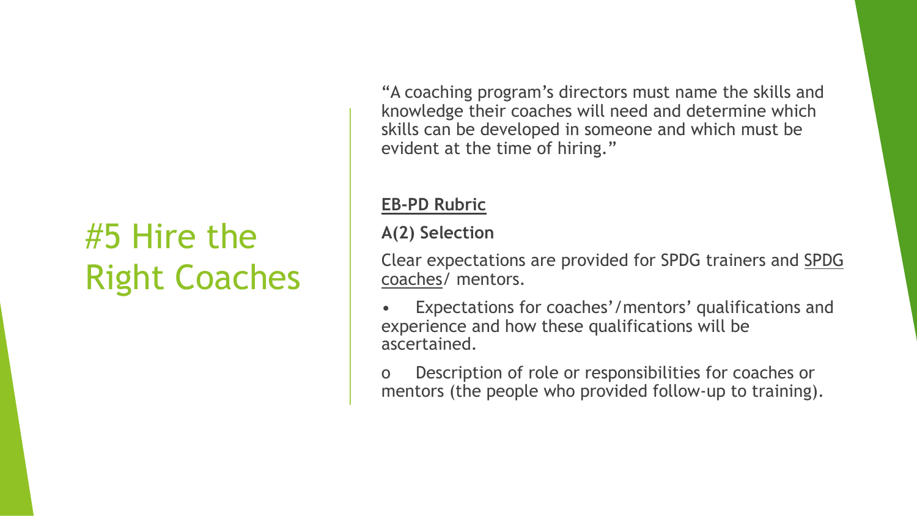# #5 Hire the Right Coaches

"A coaching program's directors must name the skills and knowledge their coaches will need and determine which skills can be developed in someone and which must be evident at the time of hiring."

**EB-PD Rubric**

**A(2) Selection**

Clear expectations are provided for SPDG trainers and SPDG coaches/ mentors.

- Expectations for coaches'/mentors' qualifications and experience and how these qualifications will be ascertained.
  - Description of role or responsibilities for coaches or mentors (the people who provided follow-up to training).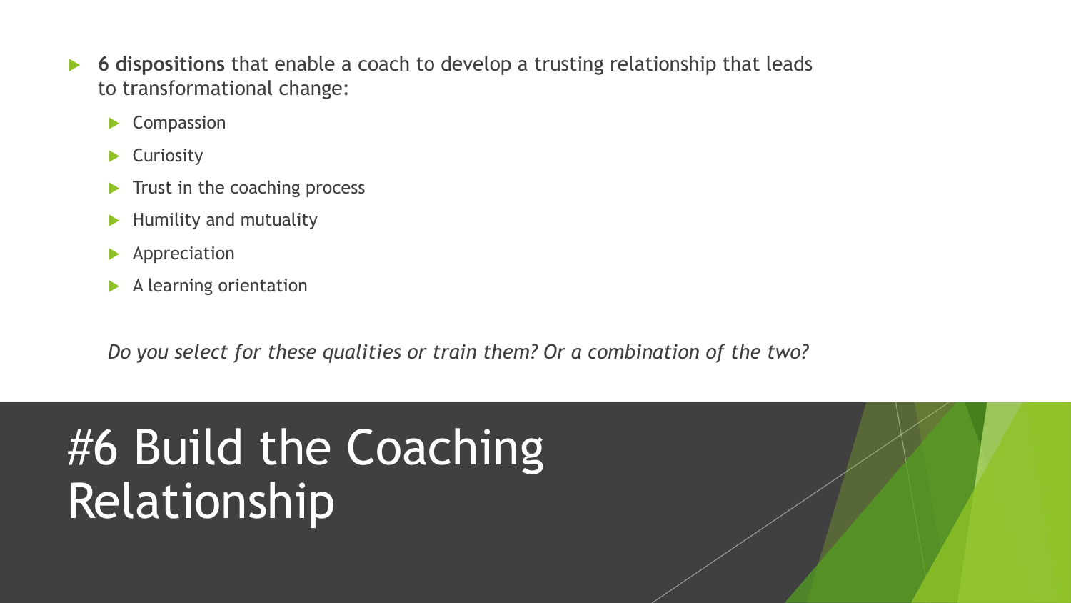# #6 Build the Coaching Relationship

- **6 dispositions** that enable a coach to develop a trusting relationship that leads to transformational change:
  - Compassion
  - Curiosity
  - Trust in the coaching process
  - Humility and mutuality
  - Appreciation
  - A learning orientation

*Do you select for these qualities or train them? Or a combination of the two?*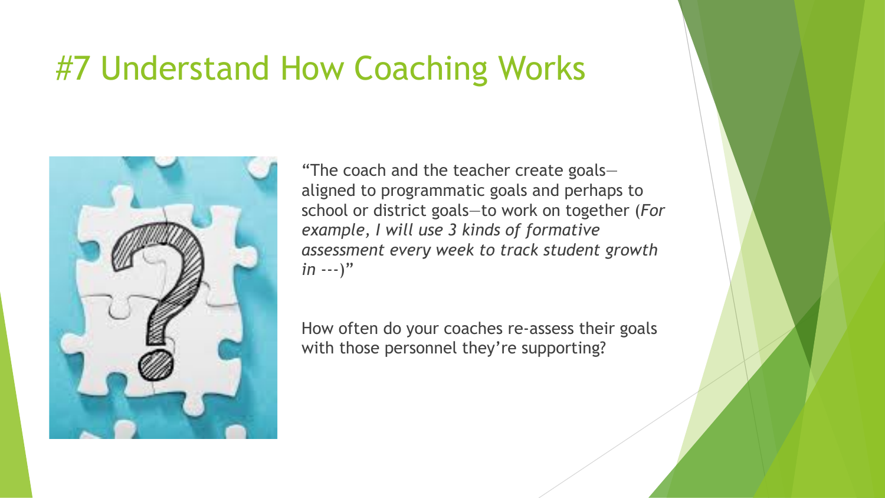# #7 Understand How Coaching Works

"The coach and the teacher create goals—aligned to programmatic goals and perhaps to school or district goals—to work on together (*For example, I will use 3 kinds of formative assessment every week to track student growth in ---*)"

How often do your coaches re-assess their goals with those personnel they're supporting?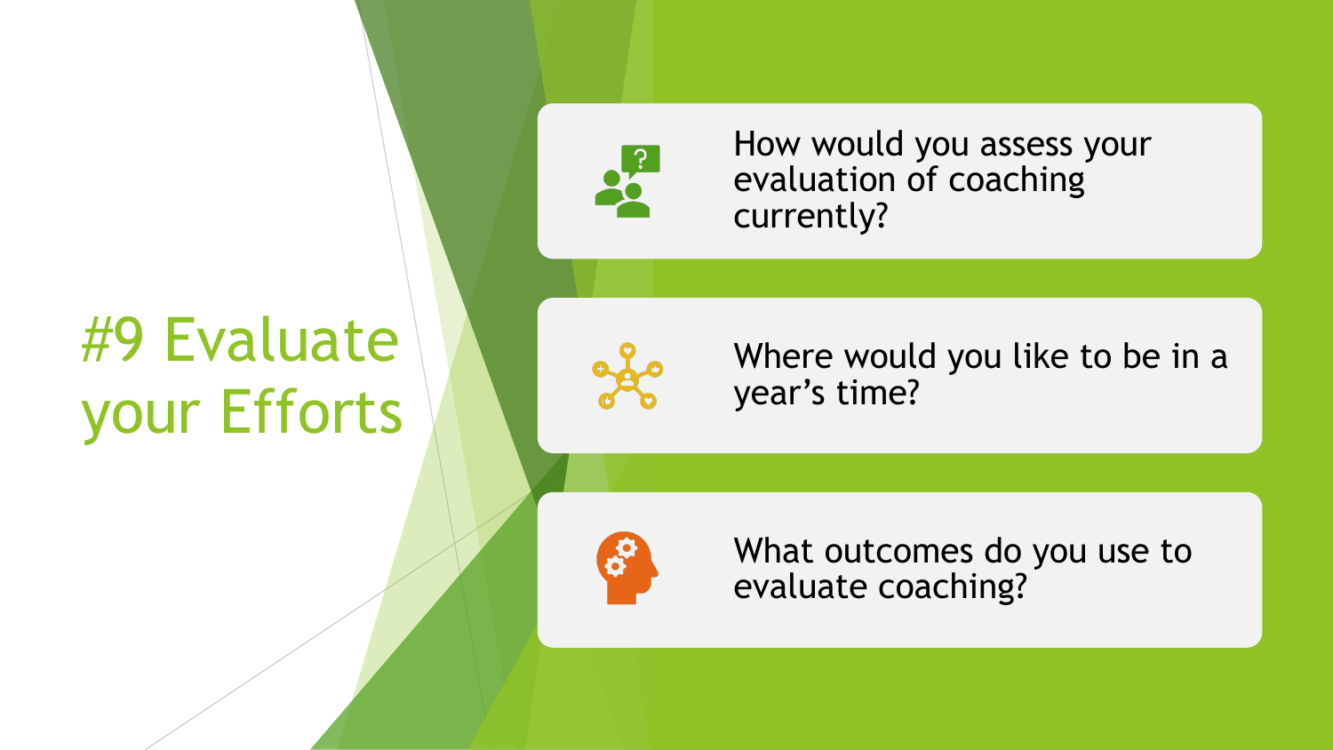# #9 Evaluate your Efforts

- How would you assess your evaluation of coaching currently?
- Where would you like to be in a year's time?
- What outcomes do you use to evaluate coaching?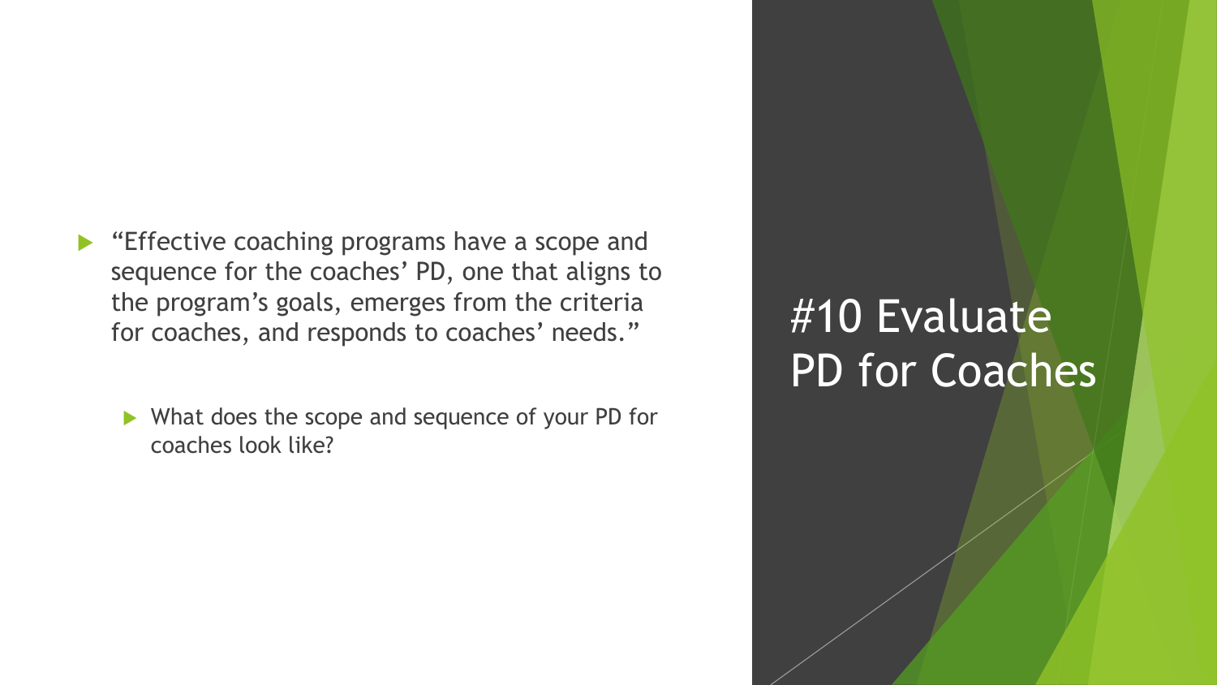# #10 Evaluate PD for Coaches

- "Effective coaching programs have a scope and sequence for the coaches' PD, one that aligns to the program's goals, emerges from the criteria for coaches, and responds to coaches' needs."
  - What does the scope and sequence of your PD for coaches look like?